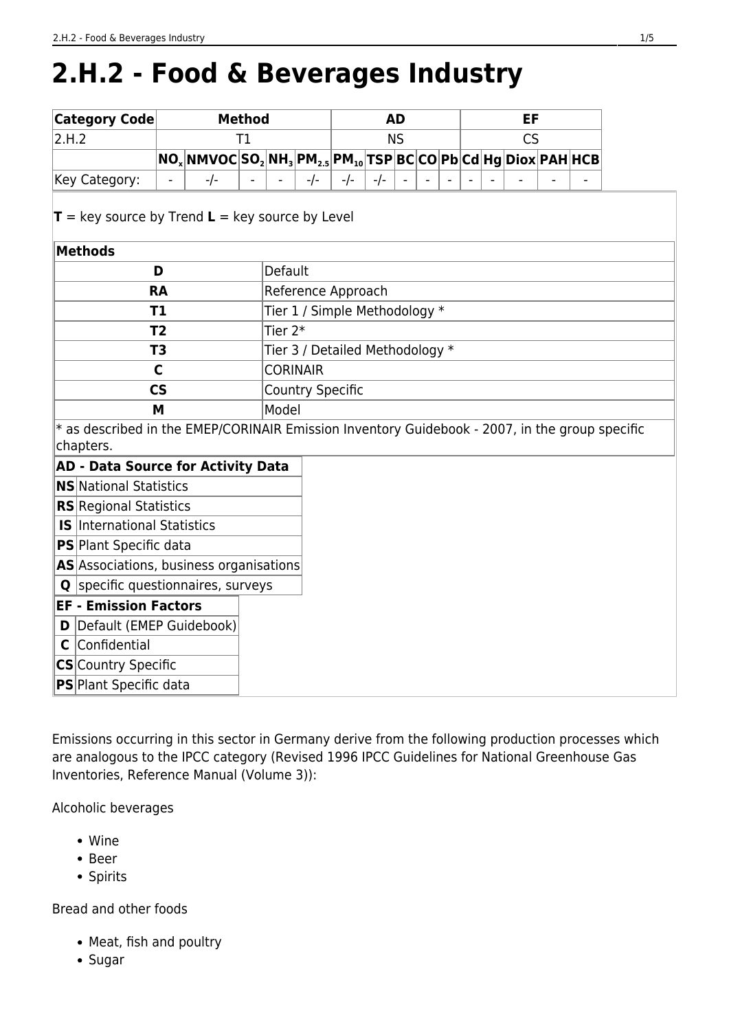# 2.H.2 - Food & Beverages Industry

| Category Code | Method | | | | | | | AD | | | | | EF | | | |
|---|---|---|---|---|---|---|---|---|---|---|---|---|---|---|---|---|
| 2.H.2 | T1 | | | | | | | NS | | | | | CS | | | |
| | $NO_x$ | NMVOC | $SO_2$ | $NH_3$ | $PM_{2.5}$ | $PM_{10}$ | TSP | BC | CO | Pb | Cd | Hg | Diox | PAH | HCB | |
| Key Category: | - | -/- | - | - | -/- | -/- | -/- | - | - | - | - | - | - | - | - | |

**T** = key source by Trend **L** = key source by Level

| **Methods** | |
|---|---|
| **D** | Default |
| **RA** | Reference Approach |
| **T1** | Tier 1 / Simple Methodology * |
| **T2** | Tier 2* |
| **T3** | Tier 3 / Detailed Methodology * |
| **C** | CORINAIR |
| **CS** | Country Specific |
| **M** | Model |

* as described in the EMEP/CORINAIR Emission Inventory Guidebook - 2007, in the group specific chapters.

| **AD - Data Source for Activity Data** | |
|---|---|
| **NS** | National Statistics |
| **RS** | Regional Statistics |
| **IS** | International Statistics |
| **PS** | Plant Specific data |
| **AS** | Associations, business organisations |
| **Q** | specific questionnaires, surveys |

| **EF - Emission Factors** | |
|---|---|
| **D** | Default (EMEP Guidebook) |
| **C** | Confidential |
| **CS** | Country Specific |
| **PS** | Plant Specific data |

Emissions occurring in this sector in Germany derive from the following production processes which are analogous to the IPCC category (Revised 1996 IPCC Guidelines for National Greenhouse Gas Inventories, Reference Manual (Volume 3)):

Alcoholic beverages

- Wine
- Beer
- Spirits

Bread and other foods

- Meat, fish and poultry
- Sugar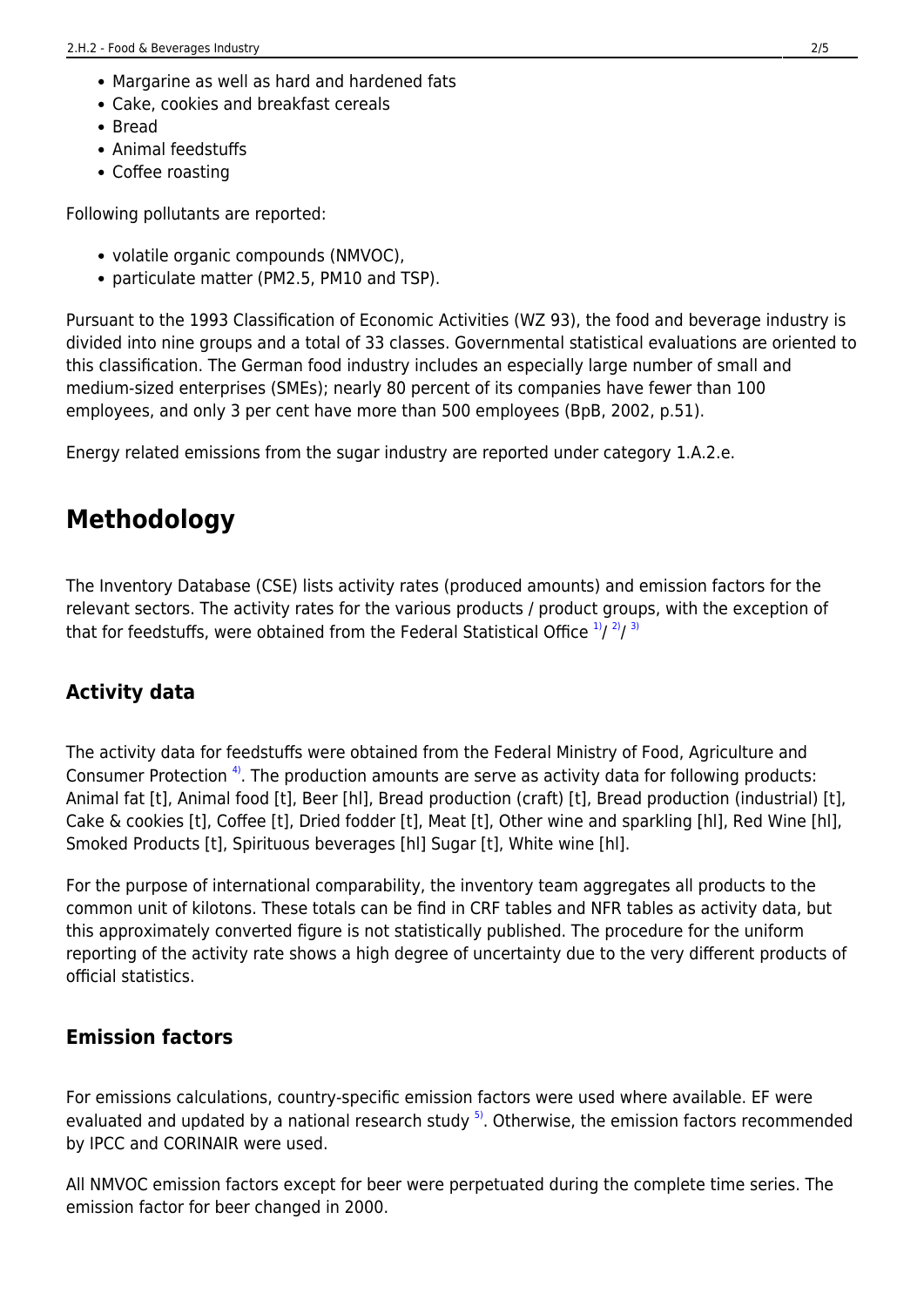- Margarine as well as hard and hardened fats
- Cake, cookies and breakfast cereals
- Bread
- Animal feedstuffs
- Coffee roasting

Following pollutants are reported:

- volatile organic compounds (NMVOC),
- particulate matter (PM2.5, PM10 and TSP).

Pursuant to the 1993 Classification of Economic Activities (WZ 93), the food and beverage industry is divided into nine groups and a total of 33 classes. Governmental statistical evaluations are oriented to this classification. The German food industry includes an especially large number of small and medium-sized enterprises (SMEs); nearly 80 percent of its companies have fewer than 100 employees, and only 3 per cent have more than 500 employees (BpB, 2002, p.51).

Energy related emissions from the sugar industry are reported under category 1.A.2.e.

# Methodology

The Inventory Database (CSE) lists activity rates (produced amounts) and emission factors for the relevant sectors. The activity rates for the various products / product groups, with the exception of that for feedstuffs, were obtained from the Federal Statistical Office [1]/ [2]/ [3]

## Activity data

The activity data for feedstuffs were obtained from the Federal Ministry of Food, Agriculture and Consumer Protection [4]. The production amounts are serve as activity data for following products: Animal fat [t], Animal food [t], Beer [hl], Bread production (craft) [t], Bread production (industrial) [t], Cake & cookies [t], Coffee [t], Dried fodder [t], Meat [t], Other wine and sparkling [hl], Red Wine [hl], Smoked Products [t], Spirituous beverages [hl] Sugar [t], White wine [hl].

For the purpose of international comparability, the inventory team aggregates all products to the common unit of kilotons. These totals can be find in CRF tables and NFR tables as activity data, but this approximately converted figure is not statistically published. The procedure for the uniform reporting of the activity rate shows a high degree of uncertainty due to the very different products of official statistics.

## Emission factors

For emissions calculations, country-specific emission factors were used where available. EF were evaluated and updated by a national research study [5]. Otherwise, the emission factors recommended by IPCC and CORINAIR were used.

All NMVOC emission factors except for beer were perpetuated during the complete time series. The emission factor for beer changed in 2000.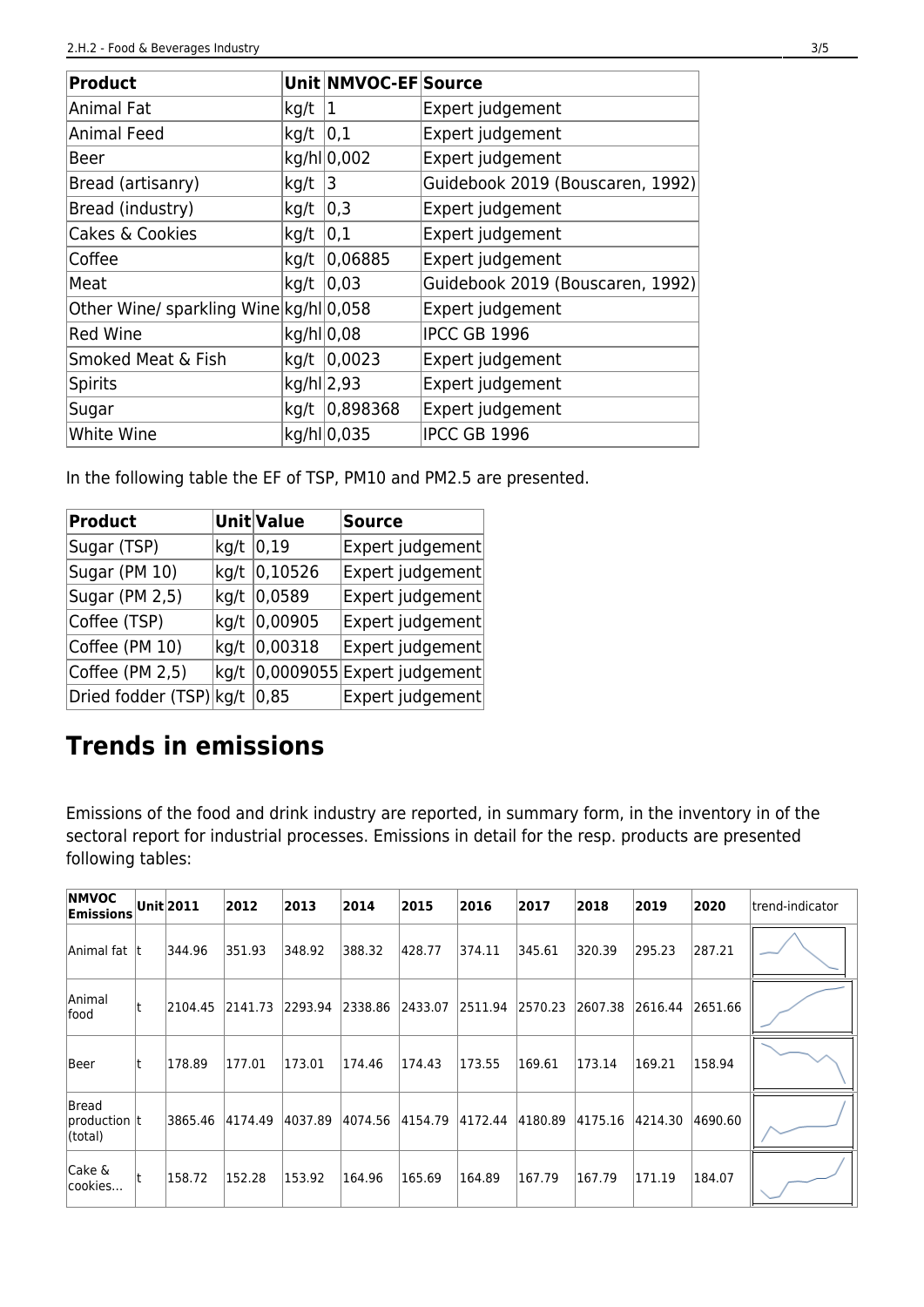| Product | Unit | NMVOC-EF | Source |
|---|---|---|---|
| Animal Fat | kg/t | 1 | Expert judgement |
| Animal Feed | kg/t | 0,1 | Expert judgement |
| Beer | kg/hl | 0,002 | Expert judgement |
| Bread (artisanry) | kg/t | 3 | Guidebook 2019 (Bouscaren, 1992) |
| Bread (industry) | kg/t | 0,3 | Expert judgement |
| Cakes & Cookies | kg/t | 0,1 | Expert judgement |
| Coffee | kg/t | 0,06885 | Expert judgement |
| Meat | kg/t | 0,03 | Guidebook 2019 (Bouscaren, 1992) |
| Other Wine/ sparkling Wine | kg/hl | 0,058 | Expert judgement |
| Red Wine | kg/hl | 0,08 | IPCC GB 1996 |
| Smoked Meat & Fish | kg/t | 0,0023 | Expert judgement |
| Spirits | kg/hl | 2,93 | Expert judgement |
| Sugar | kg/t | 0,898368 | Expert judgement |
| White Wine | kg/hl | 0,035 | IPCC GB 1996 |

In the following table the EF of TSP, PM10 and PM2.5 are presented.

| Product | Unit | Value | Source |
|---|---|---|---|
| Sugar (TSP) | kg/t | 0,19 | Expert judgement |
| Sugar (PM 10) | kg/t | 0,10526 | Expert judgement |
| Sugar (PM 2,5) | kg/t | 0,0589 | Expert judgement |
| Coffee (TSP) | kg/t | 0,00905 | Expert judgement |
| Coffee (PM 10) | kg/t | 0,00318 | Expert judgement |
| Coffee (PM 2,5) | kg/t | 0,0009055 | Expert judgement |
| Dried fodder (TSP) | kg/t | 0,85 | Expert judgement |

# Trends in emissions

Emissions of the food and drink industry are reported, in summary form, in the inventory in of the sectoral report for industrial processes. Emissions in detail for the resp. products are presented following tables:

| NMVOC Emissions | Unit | 2011 | 2012 | 2013 | 2014 | 2015 | 2016 | 2017 | 2018 | 2019 | 2020 | trend-indicator |
|---|---|---|---|---|---|---|---|---|---|---|---|---|
| Animal fat | t | 344.96 | 351.93 | 348.92 | 388.32 | 428.77 | 374.11 | 345.61 | 320.39 | 295.23 | 287.21 | |
| Animal food | t | 2104.45 | 2141.73 | 2293.94 | 2338.86 | 2433.07 | 2511.94 | 2570.23 | 2607.38 | 2616.44 | 2651.66 | |
| Beer | t | 178.89 | 177.01 | 173.01 | 174.46 | 174.43 | 173.55 | 169.61 | 173.14 | 169.21 | 158.94 | |
| Bread production (total) | t | 3865.46 | 4174.49 | 4037.89 | 4074.56 | 4154.79 | 4172.44 | 4180.89 | 4175.16 | 4214.30 | 4690.60 | |
| Cake & cookies... | t | 158.72 | 152.28 | 153.92 | 164.96 | 165.69 | 164.89 | 167.79 | 167.79 | 171.19 | 184.07 | |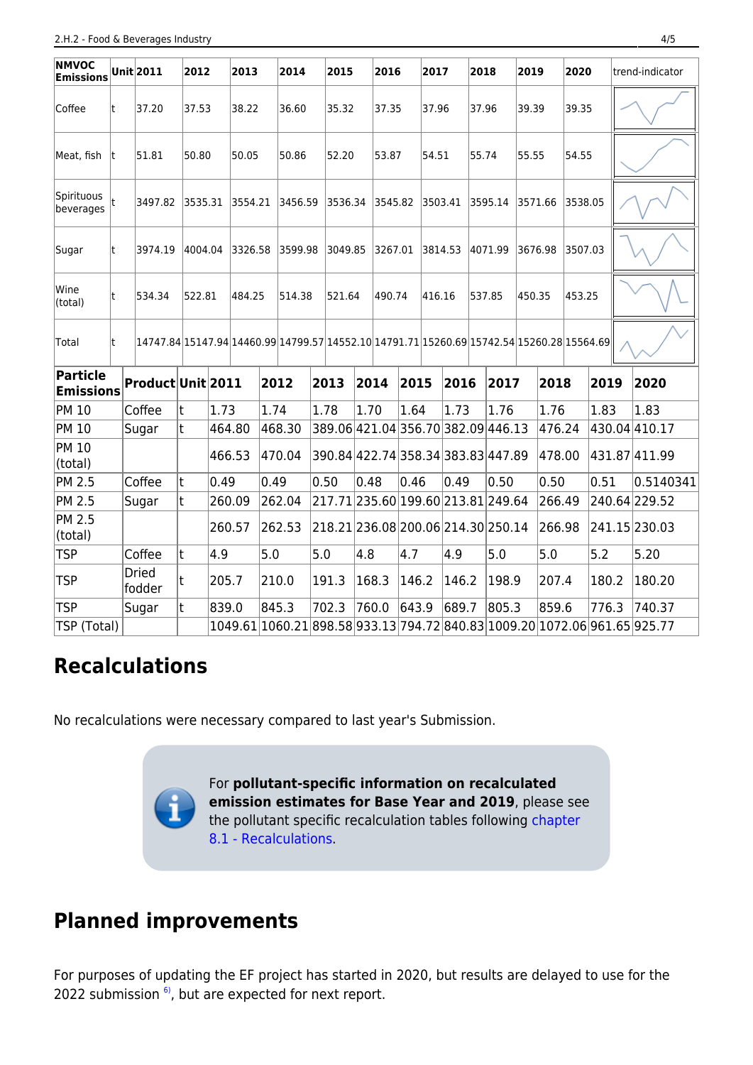| NMVOC Emissions | Unit | 2011 | 2012 | 2013 | 2014 | 2015 | 2016 | 2017 | 2018 | 2019 | 2020 | trend-indicator |
|---|---|---|---|---|---|---|---|---|---|---|---|---|
| Coffee | t | 37.20 | 37.53 | 38.22 | 36.60 | 35.32 | 37.35 | 37.96 | 37.96 | 39.39 | 39.35 | |
| Meat, fish | t | 51.81 | 50.80 | 50.05 | 50.86 | 52.20 | 53.87 | 54.51 | 55.74 | 55.55 | 54.55 | |
| Spirituous beverages | t | 3497.82 | 3535.31 | 3554.21 | 3456.59 | 3536.34 | 3545.82 | 3503.41 | 3595.14 | 3571.66 | 3538.05 | |
| Sugar | t | 3974.19 | 4004.04 | 3326.58 | 3599.98 | 3049.85 | 3267.01 | 3814.53 | 4071.99 | 3676.98 | 3507.03 | |
| Wine (total) | t | 534.34 | 522.81 | 484.25 | 514.38 | 521.64 | 490.74 | 416.16 | 537.85 | 450.35 | 453.25 | |
| Total | t | 14747.84 | 15147.94 | 14460.99 | 14799.57 | 14552.10 | 14791.71 | 15260.69 | 15742.54 | 15260.28 | 15564.69 | |

| Particle Emissions | Product | Unit | 2011 | 2012 | 2013 | 2014 | 2015 | 2016 | 2017 | 2018 | 2019 | 2020 |
|---|---|---|---|---|---|---|---|---|---|---|---|---|
| PM 10 | Coffee | t | 1.73 | 1.74 | 1.78 | 1.70 | 1.64 | 1.73 | 1.76 | 1.76 | 1.83 | 1.83 |
| PM 10 | Sugar | t | 464.80 | 468.30 | 389.06 | 421.04 | 356.70 | 382.09 | 446.13 | 476.24 | 430.04 | 410.17 |
| PM 10 (total) | | | 466.53 | 470.04 | 390.84 | 422.74 | 358.34 | 383.83 | 447.89 | 478.00 | 431.87 | 411.99 |
| PM 2.5 | Coffee | t | 0.49 | 0.49 | 0.50 | 0.48 | 0.46 | 0.49 | 0.50 | 0.50 | 0.51 | 0.5140341 |
| PM 2.5 | Sugar | t | 260.09 | 262.04 | 217.71 | 235.60 | 199.60 | 213.81 | 249.64 | 266.49 | 240.64 | 229.52 |
| PM 2.5 (total) | | | 260.57 | 262.53 | 218.21 | 236.08 | 200.06 | 214.30 | 250.14 | 266.98 | 241.15 | 230.03 |
| TSP | Coffee | t | 4.9 | 5.0 | 5.0 | 4.8 | 4.7 | 4.9 | 5.0 | 5.0 | 5.2 | 5.20 |
| TSP | Dried fodder | t | 205.7 | 210.0 | 191.3 | 168.3 | 146.2 | 146.2 | 198.9 | 207.4 | 180.2 | 180.20 |
| TSP | Sugar | t | 839.0 | 845.3 | 702.3 | 760.0 | 643.9 | 689.7 | 805.3 | 859.6 | 776.3 | 740.37 |
| TSP (Total) | | | 1049.61 | 1060.21 | 898.58 | 933.13 | 794.72 | 840.83 | 1009.20 | 1072.06 | 961.65 | 925.77 |

## Recalculations

No recalculations were necessary compared to last year's Submission.

For **pollutant-specific information on recalculated emission estimates for Base Year and 2019**, please see the pollutant specific recalculation tables following chapter 8.1 - Recalculations.

## Planned improvements

For purposes of updating the EF project has started in 2020, but results are delayed to use for the 2022 submission [6], but are expected for next report.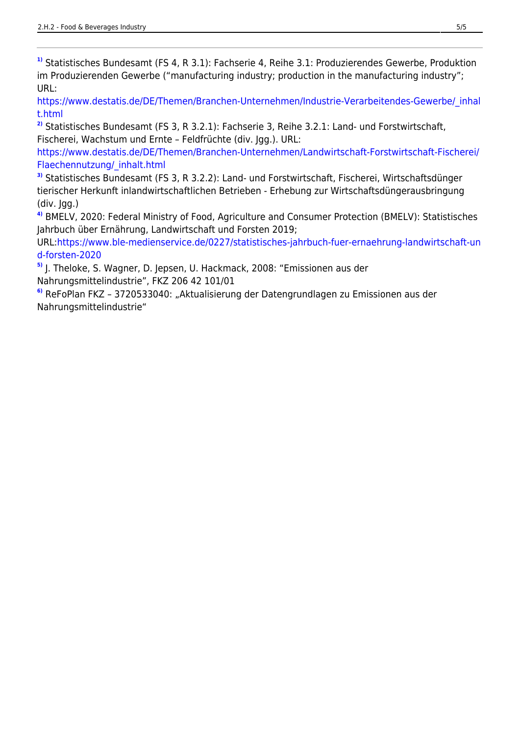[1] Statistisches Bundesamt (FS 4, R 3.1): Fachserie 4, Reihe 3.1: Produzierendes Gewerbe, Produktion im Produzierenden Gewerbe (“manufacturing industry; production in the manufacturing industry”; URL: https://www.destatis.de/DE/Themen/Branchen-Unternehmen/Industrie-Verarbeitendes-Gewerbe/_inhalt.html

[2] Statistisches Bundesamt (FS 3, R 3.2.1): Fachserie 3, Reihe 3.2.1: Land- und Forstwirtschaft, Fischerei, Wachstum und Ernte – Feldfrüchte (div. Jgg.). URL: https://www.destatis.de/DE/Themen/Branchen-Unternehmen/Landwirtschaft-Forstwirtschaft-Fischerei/Flaechennutzung/_inhalt.html

[3] Statistisches Bundesamt (FS 3, R 3.2.2): Land- und Forstwirtschaft, Fischerei, Wirtschaftsdünger tierischer Herkunft inlandwirtschaftlichen Betrieben - Erhebung zur Wirtschaftsdüngerausbringung (div. Jgg.)

[4] BMELV, 2020: Federal Ministry of Food, Agriculture and Consumer Protection (BMELV): Statistisches Jahrbuch über Ernährung, Landwirtschaft und Forsten 2019; URL:https://www.ble-medienservice.de/0227/statistisches-jahrbuch-fuer-ernaehrung-landwirtschaft-und-forsten-2020

[5] J. Theloke, S. Wagner, D. Jepsen, U. Hackmack, 2008: “Emissionen aus der Nahrungsmittelindustrie”, FKZ 206 42 101/01

[6] ReFoPlan FKZ – 3720533040: „Aktualisierung der Datengrundlagen zu Emissionen aus der Nahrungsmittelindustrie“